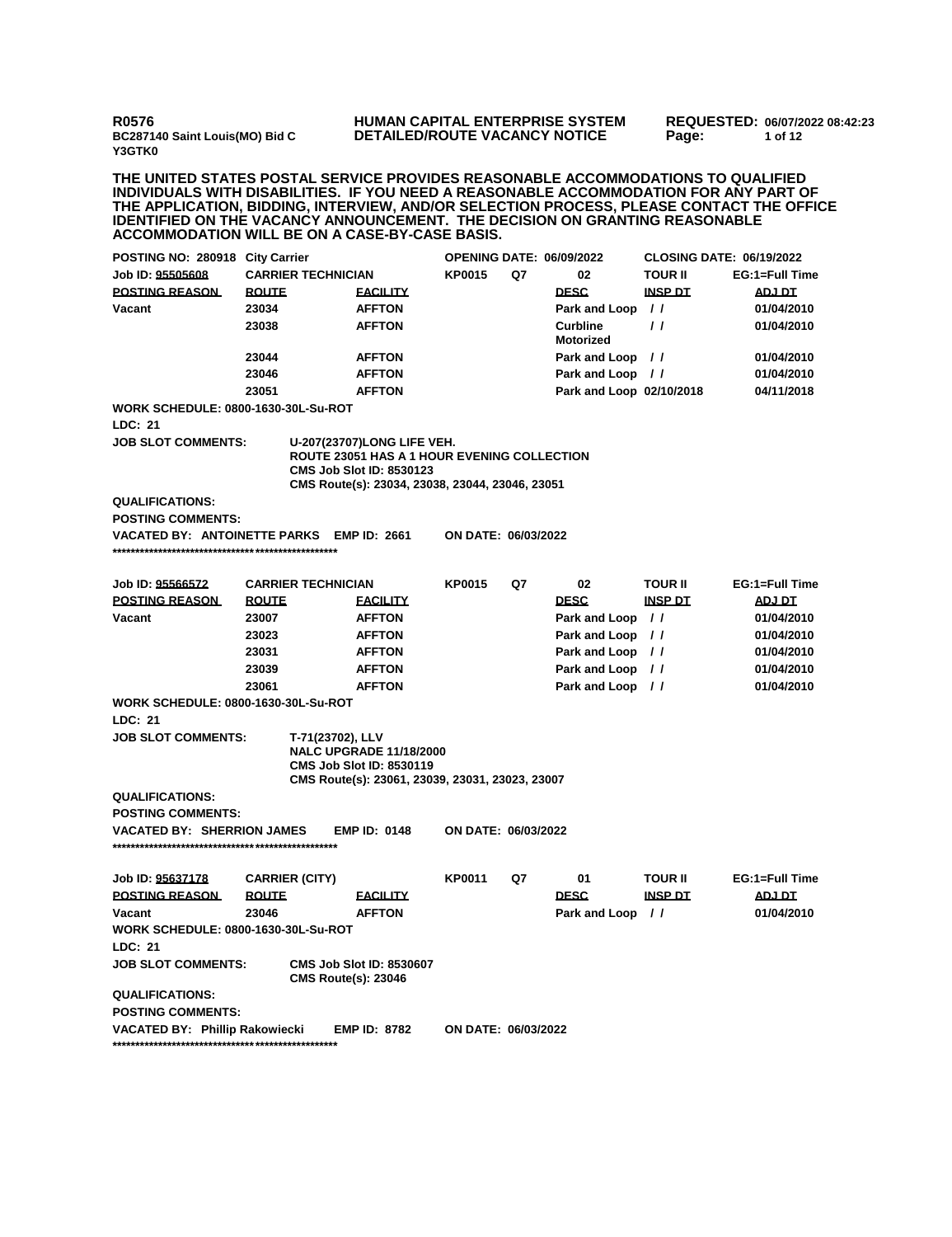**R0576**
**BC287140 Saint Louis(MO) Bid C**
**Y3GTK0**

**HUMAN CAPITAL ENTERPRISE SYSTEM**
**DETAILED/ROUTE VACANCY NOTICE**

**REQUESTED: 06/07/2022 08:42:23**

**THE UNITED STATES POSTAL SERVICE PROVIDES REASONABLE ACCOMMODATIONS TO QUALIFIED INDIVIDUALS WITH DISABILITIES. IF YOU NEED A REASONABLE ACCOMMODATION FOR ANY PART OF THE APPLICATION, BIDDING, INTERVIEW, AND/OR SELECTION PROCESS, PLEASE CONTACT THE OFFICE IDENTIFIED ON THE VACANCY ANNOUNCEMENT. THE DECISION ON GRANTING REASONABLE ACCOMMODATION WILL BE ON A CASE-BY-CASE BASIS.**

**POSTING NO: 280918 City Carrier** | **OPENING DATE: 06/09/2022** | **CLOSING DATE: 06/19/2022**

| Job ID: 95505608 | CARRIER TECHNICIAN | | KP0015 | Q7 | 02 | TOUR II | EG:1=Full Time |
|---|---|---|---|---|---|---|---|
| **POSTING REASON** | **ROUTE** | **FACILITY** | | | **DESC** | **INSP DT** | **ADJ DT** |
| Vacant | 23034 | AFFTON | | | Park and Loop | / / | 01/04/2010 |
| | 23038 | AFFTON | | | Curbline Motorized | / / | 01/04/2010 |
| | 23044 | AFFTON | | | Park and Loop | / / | 01/04/2010 |
| | 23046 | AFFTON | | | Park and Loop | / / | 01/04/2010 |
| | 23051 | AFFTON | | | Park and Loop | 02/10/2018 | 04/11/2018 |

**WORK SCHEDULE: 0800-1630-30L-Su-ROT**

**LDC: 21**

**JOB SLOT COMMENTS:** U-207(23707)LONG LIFE VEH.
ROUTE 23051 HAS A 1 HOUR EVENING COLLECTION
CMS Job Slot ID: 8530123
CMS Route(s): 23034, 23038, 23044, 23046, 23051

**QUALIFICATIONS:**

**POSTING COMMENTS:**

**VACATED BY: ANTOINETTE PARKS** **EMP ID: 2661** **ON DATE: 06/03/2022**

**************************************************

| Job ID: 95566572 | CARRIER TECHNICIAN | | KP0015 | Q7 | 02 | TOUR II | EG:1=Full Time |
|---|---|---|---|---|---|---|---|
| **POSTING REASON** | **ROUTE** | **FACILITY** | | | **DESC** | **INSP DT** | **ADJ DT** |
| Vacant | 23007 | AFFTON | | | Park and Loop | / / | 01/04/2010 |
| | 23023 | AFFTON | | | Park and Loop | / / | 01/04/2010 |
| | 23031 | AFFTON | | | Park and Loop | / / | 01/04/2010 |
| | 23039 | AFFTON | | | Park and Loop | / / | 01/04/2010 |
| | 23061 | AFFTON | | | Park and Loop | / / | 01/04/2010 |

**WORK SCHEDULE: 0800-1630-30L-Su-ROT**

**LDC: 21**

**JOB SLOT COMMENTS:** T-71(23702), LLV
NALC UPGRADE 11/18/2000
CMS Job Slot ID: 8530119
CMS Route(s): 23061, 23039, 23031, 23023, 23007

**QUALIFICATIONS:**

**POSTING COMMENTS:**

**VACATED BY: SHERRION JAMES** **EMP ID: 0148** **ON DATE: 06/03/2022**

**************************************************

| Job ID: 95637178 | CARRIER (CITY) | | KP0011 | Q7 | 01 | TOUR II | EG:1=Full Time |
|---|---|---|---|---|---|---|---|
| **POSTING REASON** | **ROUTE** | **FACILITY** | | | **DESC** | **INSP DT** | **ADJ DT** |
| Vacant | 23046 | AFFTON | | | Park and Loop | / / | 01/04/2010 |

**WORK SCHEDULE: 0800-1630-30L-Su-ROT**

**LDC: 21**

**JOB SLOT COMMENTS:** CMS Job Slot ID: 8530607
CMS Route(s): 23046

**QUALIFICATIONS:**

**POSTING COMMENTS:**

**VACATED BY: Phillip Rakowiecki** **EMP ID: 8782** **ON DATE: 06/03/2022**

**************************************************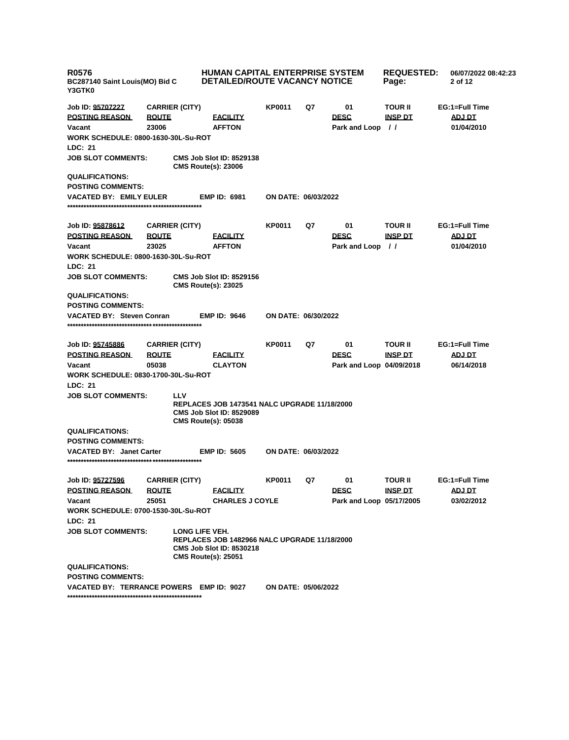**R0576** **HUMAN CAPITAL ENTERPRISE SYSTEM** **REQUESTED:** 06/07/2022 08:42:23
**BC287140 Saint Louis(MO) Bid C** **DETAILED/ROUTE VACANCY NOTICE**
**Y3GTK0**

| Job ID: 95707227 | CARRIER (CITY) | | KP0011 | Q7 | 01 | TOUR II | EG:1=Full Time |
|---|---|---|---|---|---|---|---|
| **POSTING REASON** | **ROUTE** | **FACILITY** | | | **DESC** | **INSP DT** | **ADJ DT** |
| Vacant | 23006 | AFFTON | | | Park and Loop | / / | 01/04/2010 |

**WORK SCHEDULE: 0800-1630-30L-Su-ROT**
**LDC: 21**
**JOB SLOT COMMENTS:** CMS Job Slot ID: 8529138
CMS Route(s): 23006
**QUALIFICATIONS:**
**POSTING COMMENTS:**
**VACATED BY: EMILY EULER** **EMP ID: 6981** **ON DATE: 06/03/2022**

***************************************************

| Job ID: 95878612 | CARRIER (CITY) | | KP0011 | Q7 | 01 | TOUR II | EG:1=Full Time |
|---|---|---|---|---|---|---|---|
| **POSTING REASON** | **ROUTE** | **FACILITY** | | | **DESC** | **INSP DT** | **ADJ DT** |
| Vacant | 23025 | AFFTON | | | Park and Loop | / / | 01/04/2010 |

**WORK SCHEDULE: 0800-1630-30L-Su-ROT**
**LDC: 21**
**JOB SLOT COMMENTS:** CMS Job Slot ID: 8529156
CMS Route(s): 23025
**QUALIFICATIONS:**
**POSTING COMMENTS:**
**VACATED BY: Steven Conran** **EMP ID: 9646** **ON DATE: 06/30/2022**

***************************************************

| Job ID: 95745886 | CARRIER (CITY) | | KP0011 | Q7 | 01 | TOUR II | EG:1=Full Time |
|---|---|---|---|---|---|---|---|
| **POSTING REASON** | **ROUTE** | **FACILITY** | | | **DESC** | **INSP DT** | **ADJ DT** |
| Vacant | 05038 | CLAYTON | | | Park and Loop | 04/09/2018 | 06/14/2018 |

**WORK SCHEDULE: 0830-1700-30L-Su-ROT**
**LDC: 21**
**JOB SLOT COMMENTS:** LLV
REPLACES JOB 1473541 NALC UPGRADE 11/18/2000
CMS Job Slot ID: 8529089
CMS Route(s): 05038
**QUALIFICATIONS:**
**POSTING COMMENTS:**
**VACATED BY: Janet Carter** **EMP ID: 5605** **ON DATE: 06/03/2022**

***************************************************

| Job ID: 95727596 | CARRIER (CITY) | | KP0011 | Q7 | 01 | TOUR II | EG:1=Full Time |
|---|---|---|---|---|---|---|---|
| **POSTING REASON** | **ROUTE** | **FACILITY** | | | **DESC** | **INSP DT** | **ADJ DT** |
| Vacant | 25051 | CHARLES J COYLE | | | Park and Loop | 05/17/2005 | 03/02/2012 |

**WORK SCHEDULE: 0700-1530-30L-Su-ROT**
**LDC: 21**
**JOB SLOT COMMENTS:** LONG LIFE VEH.
REPLACES JOB 1482966 NALC UPGRADE 11/18/2000
CMS Job Slot ID: 8530218
CMS Route(s): 25051
**QUALIFICATIONS:**
**POSTING COMMENTS:**
**VACATED BY: TERRANCE POWERS** **EMP ID: 9027** **ON DATE: 05/06/2022**

***************************************************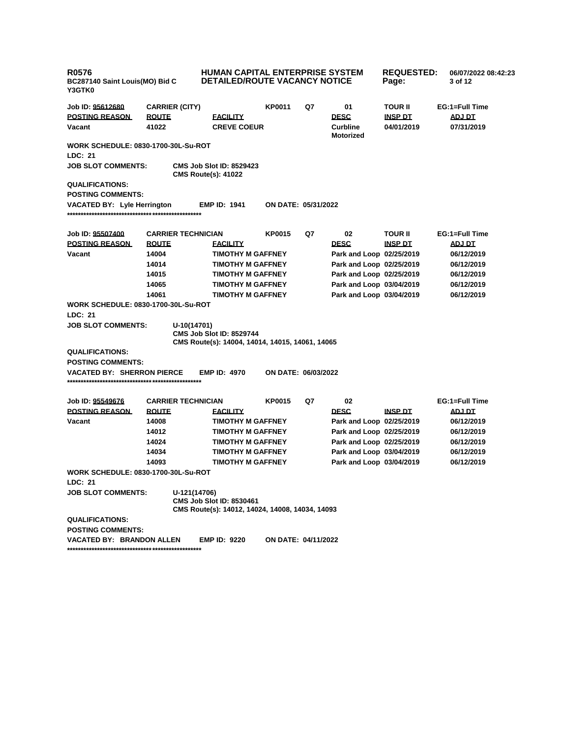**R0576** **HUMAN CAPITAL ENTERPRISE SYSTEM** **REQUESTED:** 06/07/2022 08:42:23

**BC287140 Saint Louis(MO) Bid C Y3GTK0** **DETAILED/ROUTE VACANCY NOTICE**

| Job ID: 95612680 | CARRIER (CITY) | | KP0011 | Q7 | 01 | TOUR II | EG:1=Full Time |
|---|---|---|---|---|---|---|---|
| **POSTING REASON** | **ROUTE** | **FACILITY** | | | **DESC** | **INSP DT** | **ADJ DT** |
| Vacant | 41022 | CREVE COEUR | | | Curbline Motorized | 04/01/2019 | 07/31/2019 |

**WORK SCHEDULE:** 0830-1700-30L-Su-ROT

**LDC:** 21

**JOB SLOT COMMENTS:** CMS Job Slot ID: 8529423
CMS Route(s): 41022

**QUALIFICATIONS:**

**POSTING COMMENTS:**

**VACATED BY:** Lyle Herrington **EMP ID:** 1941 **ON DATE:** 05/31/2022

***************************************************

| Job ID: 95507400 | CARRIER TECHNICIAN | | KP0015 | Q7 | 02 | TOUR II | EG:1=Full Time |
|---|---|---|---|---|---|---|---|
| **POSTING REASON** | **ROUTE** | **FACILITY** | | | **DESC** | **INSP DT** | **ADJ DT** |
| Vacant | 14004 | TIMOTHY M GAFFNEY | | | Park and Loop | 02/25/2019 | 06/12/2019 |
| | 14014 | TIMOTHY M GAFFNEY | | | Park and Loop | 02/25/2019 | 06/12/2019 |
| | 14015 | TIMOTHY M GAFFNEY | | | Park and Loop | 02/25/2019 | 06/12/2019 |
| | 14065 | TIMOTHY M GAFFNEY | | | Park and Loop | 03/04/2019 | 06/12/2019 |
| | 14061 | TIMOTHY M GAFFNEY | | | Park and Loop | 03/04/2019 | 06/12/2019 |

**WORK SCHEDULE:** 0830-1700-30L-Su-ROT

**LDC:** 21

**JOB SLOT COMMENTS:** U-10(14701)
CMS Job Slot ID: 8529744
CMS Route(s): 14004, 14014, 14015, 14061, 14065

**QUALIFICATIONS:**

**POSTING COMMENTS:**

**VACATED BY:** SHERRON PIERCE **EMP ID:** 4970 **ON DATE:** 06/03/2022

***************************************************

| Job ID: 95549676 | CARRIER TECHNICIAN | | KP0015 | Q7 | 02 | | EG:1=Full Time |
|---|---|---|---|---|---|---|---|
| **POSTING REASON** | **ROUTE** | **FACILITY** | | | **DESC** | **INSP DT** | **ADJ DT** |
| Vacant | 14008 | TIMOTHY M GAFFNEY | | | Park and Loop | 02/25/2019 | 06/12/2019 |
| | 14012 | TIMOTHY M GAFFNEY | | | Park and Loop | 02/25/2019 | 06/12/2019 |
| | 14024 | TIMOTHY M GAFFNEY | | | Park and Loop | 02/25/2019 | 06/12/2019 |
| | 14034 | TIMOTHY M GAFFNEY | | | Park and Loop | 03/04/2019 | 06/12/2019 |
| | 14093 | TIMOTHY M GAFFNEY | | | Park and Loop | 03/04/2019 | 06/12/2019 |

**WORK SCHEDULE:** 0830-1700-30L-Su-ROT

**LDC:** 21

**JOB SLOT COMMENTS:** U-121(14706)
CMS Job Slot ID: 8530461
CMS Route(s): 14012, 14024, 14008, 14034, 14093

**QUALIFICATIONS:**

**POSTING COMMENTS:**

**VACATED BY:** BRANDON ALLEN **EMP ID:** 9220 **ON DATE:** 04/11/2022

***************************************************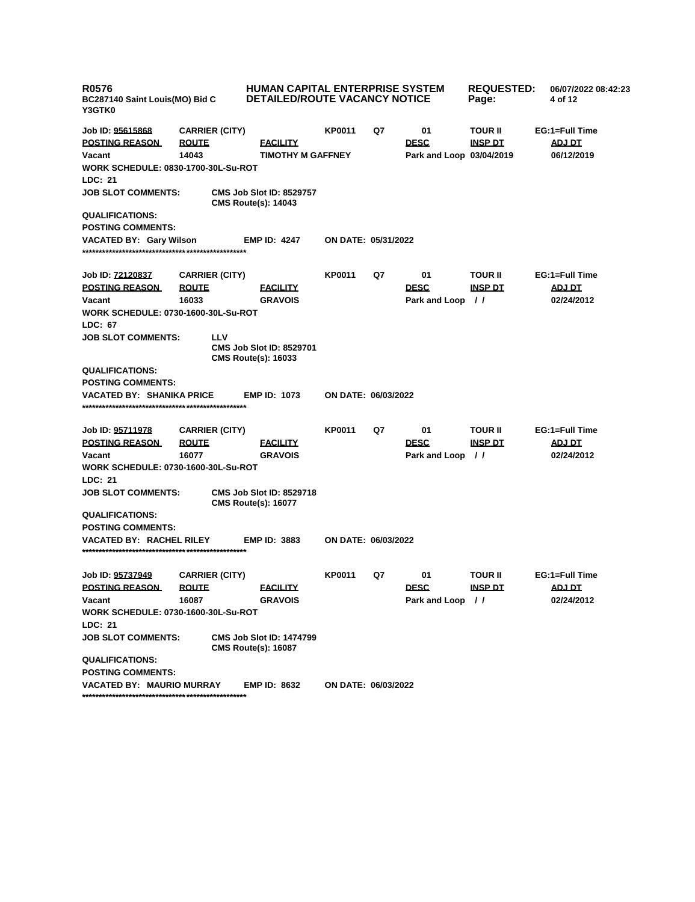**R0576** **HUMAN CAPITAL ENTERPRISE SYSTEM** **REQUESTED:** 06/07/2022 08:42:23
BC287140 Saint Louis(MO) Bid C **DETAILED/ROUTE VACANCY NOTICE**
Y3GTK0

| Job ID: 95615868 | CARRIER (CITY) | | KP0011 | Q7 | 01 | TOUR II | EG:1=Full Time |
|---|---|---|---|---|---|---|---|
| **POSTING REASON** | **ROUTE** | **FACILITY** | | | **DESC** | **INSP DT** | **ADJ DT** |
| Vacant | 14043 | TIMOTHY M GAFFNEY | | | Park and Loop | 03/04/2019 | 06/12/2019 |

WORK SCHEDULE: 0830-1700-30L-Su-ROT
LDC: 21
JOB SLOT COMMENTS: CMS Job Slot ID: 8529757
CMS Route(s): 14043
QUALIFICATIONS:
POSTING COMMENTS:
VACATED BY: Gary Wilson EMP ID: 4247 ON DATE: 05/31/2022
**************************************************

| Job ID: 72120837 | CARRIER (CITY) | | KP0011 | Q7 | 01 | TOUR II | EG:1=Full Time |
|---|---|---|---|---|---|---|---|
| **POSTING REASON** | **ROUTE** | **FACILITY** | | | **DESC** | **INSP DT** | **ADJ DT** |
| Vacant | 16033 | GRAVOIS | | | Park and Loop | / / | 02/24/2012 |

WORK SCHEDULE: 0730-1600-30L-Su-ROT
LDC: 67
JOB SLOT COMMENTS: LLV
CMS Job Slot ID: 8529701
CMS Route(s): 16033
QUALIFICATIONS:
POSTING COMMENTS:
VACATED BY: SHANIKA PRICE EMP ID: 1073 ON DATE: 06/03/2022
**************************************************

| Job ID: 95711978 | CARRIER (CITY) | | KP0011 | Q7 | 01 | TOUR II | EG:1=Full Time |
|---|---|---|---|---|---|---|---|
| **POSTING REASON** | **ROUTE** | **FACILITY** | | | **DESC** | **INSP DT** | **ADJ DT** |
| Vacant | 16077 | GRAVOIS | | | Park and Loop | / / | 02/24/2012 |

WORK SCHEDULE: 0730-1600-30L-Su-ROT
LDC: 21
JOB SLOT COMMENTS: CMS Job Slot ID: 8529718
CMS Route(s): 16077
QUALIFICATIONS:
POSTING COMMENTS:
VACATED BY: RACHEL RILEY EMP ID: 3883 ON DATE: 06/03/2022
**************************************************

| Job ID: 95737949 | CARRIER (CITY) | | KP0011 | Q7 | 01 | TOUR II | EG:1=Full Time |
|---|---|---|---|---|---|---|---|
| **POSTING REASON** | **ROUTE** | **FACILITY** | | | **DESC** | **INSP DT** | **ADJ DT** |
| Vacant | 16087 | GRAVOIS | | | Park and Loop | / / | 02/24/2012 |

WORK SCHEDULE: 0730-1600-30L-Su-ROT
LDC: 21
JOB SLOT COMMENTS: CMS Job Slot ID: 1474799
CMS Route(s): 16087
QUALIFICATIONS:
POSTING COMMENTS:
VACATED BY: MAURIO MURRAY EMP ID: 8632 ON DATE: 06/03/2022
**************************************************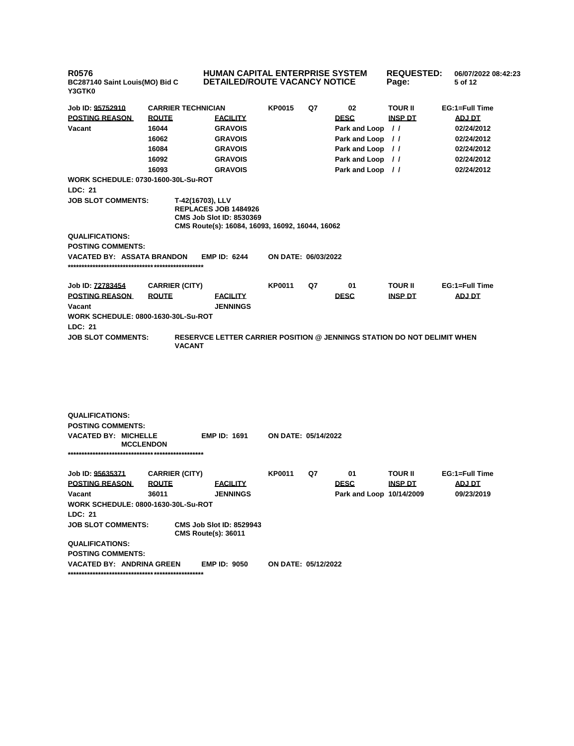**R0576** | **HUMAN CAPITAL ENTERPRISE SYSTEM** | **REQUESTED:** 06/07/2022 08:42:23
**BC287140 Saint Louis(MO) Bid C Y3GTK0** | **DETAILED/ROUTE VACANCY NOTICE**

| Job ID: 95752910 | CARRIER TECHNICIAN | | KP0015 | Q7 | 02 | TOUR II | EG:1=Full Time |
|---|---|---|---|---|---|---|---|
| **POSTING REASON** | **ROUTE** | **FACILITY** | | | **DESC** | **INSP DT** | **ADJ DT** |
| Vacant | 16044 | GRAVOIS | | | Park and Loop | / / | 02/24/2012 |
| | 16062 | GRAVOIS | | | Park and Loop | / / | 02/24/2012 |
| | 16084 | GRAVOIS | | | Park and Loop | / / | 02/24/2012 |
| | 16092 | GRAVOIS | | | Park and Loop | / / | 02/24/2012 |
| | 16093 | GRAVOIS | | | Park and Loop | / / | 02/24/2012 |

WORK SCHEDULE: 0730-1600-30L-Su-ROT

LDC: 21

JOB SLOT COMMENTS: T-42(16703), LLV
REPLACES JOB 1484926
CMS Job Slot ID: 8530369
CMS Route(s): 16084, 16093, 16092, 16044, 16062

QUALIFICATIONS:

POSTING COMMENTS:

VACATED BY: ASSATA BRANDON EMP ID: 6244 ON DATE: 06/03/2022

***************************************************

| Job ID: 72783454 | CARRIER (CITY) | | KP0011 | Q7 | 01 | TOUR II | EG:1=Full Time |
|---|---|---|---|---|---|---|---|
| **POSTING REASON** | **ROUTE** | **FACILITY** | | | **DESC** | **INSP DT** | **ADJ DT** |
| Vacant | | JENNINGS | | | | | |

WORK SCHEDULE: 0800-1630-30L-Su-ROT

LDC: 21

JOB SLOT COMMENTS: RESERVCE LETTER CARRIER POSITION @ JENNINGS STATION DO NOT DELIMIT WHEN VACANT

QUALIFICATIONS:

POSTING COMMENTS:

VACATED BY: MICHELLE MCCLENDON EMP ID: 1691 ON DATE: 05/14/2022

***************************************************

| Job ID: 95635371 | CARRIER (CITY) | | KP0011 | Q7 | 01 | TOUR II | EG:1=Full Time |
|---|---|---|---|---|---|---|---|
| **POSTING REASON** | **ROUTE** | **FACILITY** | | | **DESC** | **INSP DT** | **ADJ DT** |
| Vacant | 36011 | JENNINGS | | | Park and Loop | 10/14/2009 | 09/23/2019 |

WORK SCHEDULE: 0800-1630-30L-Su-ROT

LDC: 21

JOB SLOT COMMENTS: CMS Job Slot ID: 8529943
CMS Route(s): 36011

QUALIFICATIONS:

POSTING COMMENTS:

VACATED BY: ANDRINA GREEN EMP ID: 9050 ON DATE: 05/12/2022

***************************************************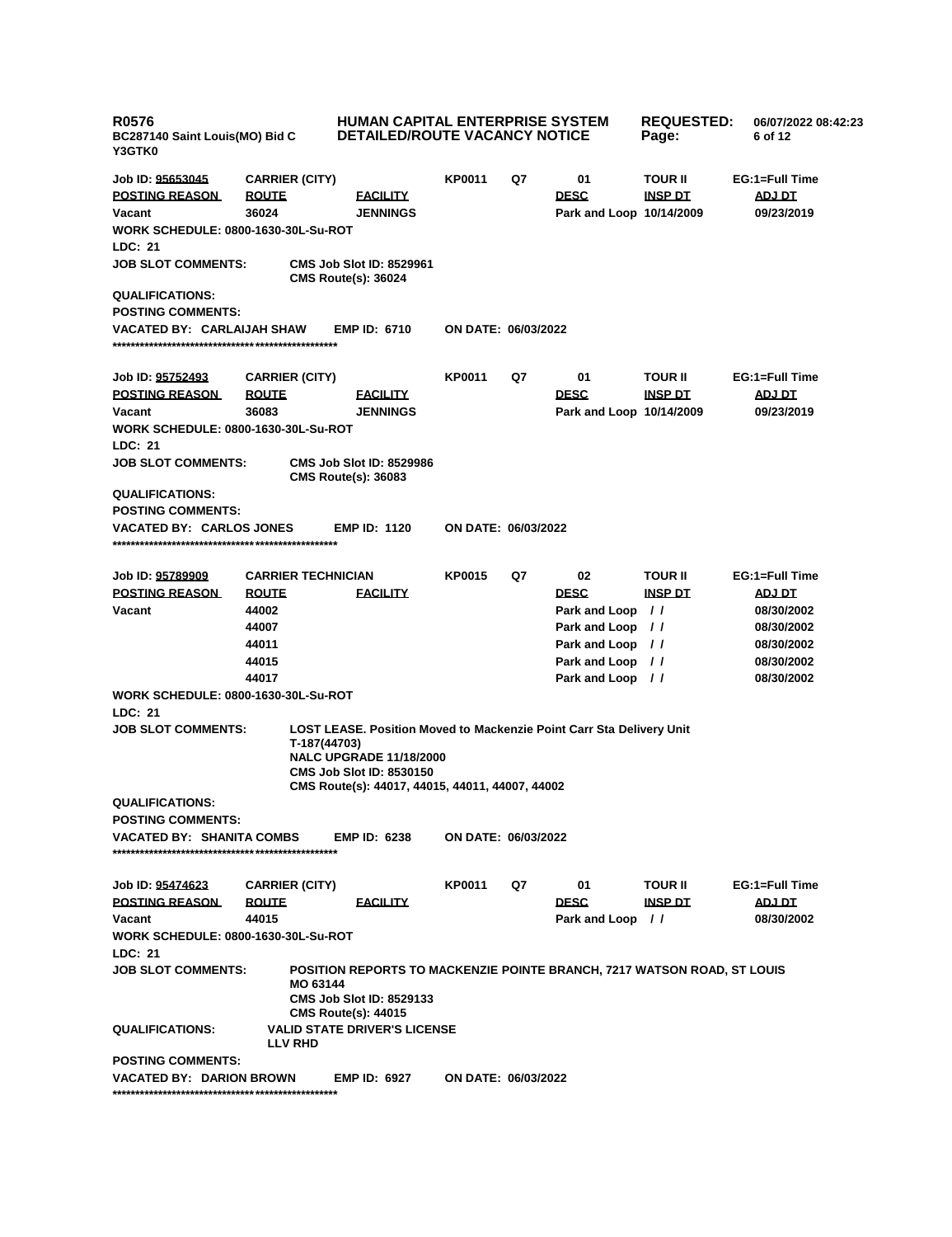**R0576**
**BC287140 Saint Louis(MO) Bid C**
**Y3GTK0**

**HUMAN CAPITAL ENTERPRISE SYSTEM**
**DETAILED/ROUTE VACANCY NOTICE**

**REQUESTED:** 06/07/2022 08:42:23

---

| Job ID: 95653045 | CARRIER (CITY) | | KP0011 | Q7 | 01 | TOUR II | EG:1=Full Time |
|---|---|---|---|---|---|---|---|
| **POSTING REASON** | **ROUTE** | **FACILITY** | | | **DESC** | **INSP DT** | **ADJ DT** |
| Vacant | 36024 | JENNINGS | | | Park and Loop | 10/14/2009 | 09/23/2019 |

**WORK SCHEDULE:** 0800-1630-30L-Su-ROT
**LDC:** 21
**JOB SLOT COMMENTS:** CMS Job Slot ID: 8529961
CMS Route(s): 36024
**QUALIFICATIONS:**
**POSTING COMMENTS:**
**VACATED BY:** CARLAIJAH SHAW **EMP ID:** 6710 **ON DATE:** 06/03/2022

***************************************************

| Job ID: 95752493 | CARRIER (CITY) | | KP0011 | Q7 | 01 | TOUR II | EG:1=Full Time |
|---|---|---|---|---|---|---|---|
| **POSTING REASON** | **ROUTE** | **FACILITY** | | | **DESC** | **INSP DT** | **ADJ DT** |
| Vacant | 36083 | JENNINGS | | | Park and Loop | 10/14/2009 | 09/23/2019 |

**WORK SCHEDULE:** 0800-1630-30L-Su-ROT
**LDC:** 21
**JOB SLOT COMMENTS:** CMS Job Slot ID: 8529986
CMS Route(s): 36083
**QUALIFICATIONS:**
**POSTING COMMENTS:**
**VACATED BY:** CARLOS JONES **EMP ID:** 1120 **ON DATE:** 06/03/2022

***************************************************

| Job ID: 95789909 | CARRIER TECHNICIAN | | KP0015 | Q7 | 02 | TOUR II | EG:1=Full Time |
|---|---|---|---|---|---|---|---|
| **POSTING REASON** | **ROUTE** | **FACILITY** | | | **DESC** | **INSP DT** | **ADJ DT** |
| Vacant | 44002 | | | | Park and Loop | / / | 08/30/2002 |
| | 44007 | | | | Park and Loop | / / | 08/30/2002 |
| | 44011 | | | | Park and Loop | / / | 08/30/2002 |
| | 44015 | | | | Park and Loop | / / | 08/30/2002 |
| | 44017 | | | | Park and Loop | / / | 08/30/2002 |

**WORK SCHEDULE:** 0800-1630-30L-Su-ROT
**LDC:** 21
**JOB SLOT COMMENTS:** LOST LEASE. Position Moved to Mackenzie Point Carr Sta Delivery Unit T-187(44703)
NALC UPGRADE 11/18/2000
CMS Job Slot ID: 8530150
CMS Route(s): 44017, 44015, 44011, 44007, 44002
**QUALIFICATIONS:**
**POSTING COMMENTS:**
**VACATED BY:** SHANITA COMBS **EMP ID:** 6238 **ON DATE:** 06/03/2022

***************************************************

| Job ID: 95474623 | CARRIER (CITY) | | KP0011 | Q7 | 01 | TOUR II | EG:1=Full Time |
|---|---|---|---|---|---|---|---|
| **POSTING REASON** | **ROUTE** | **FACILITY** | | | **DESC** | **INSP DT** | **ADJ DT** |
| Vacant | 44015 | | | | Park and Loop | / / | 08/30/2002 |

**WORK SCHEDULE:** 0800-1630-30L-Su-ROT
**LDC:** 21
**JOB SLOT COMMENTS:** POSITION REPORTS TO MACKENZIE POINTE BRANCH, 7217 WATSON ROAD, ST LOUIS MO 63144
CMS Job Slot ID: 8529133
CMS Route(s): 44015
**QUALIFICATIONS:** VALID STATE DRIVER'S LICENSE
LLV RHD
**POSTING COMMENTS:**
**VACATED BY:** DARION BROWN **EMP ID:** 6927 **ON DATE:** 06/03/2022

***************************************************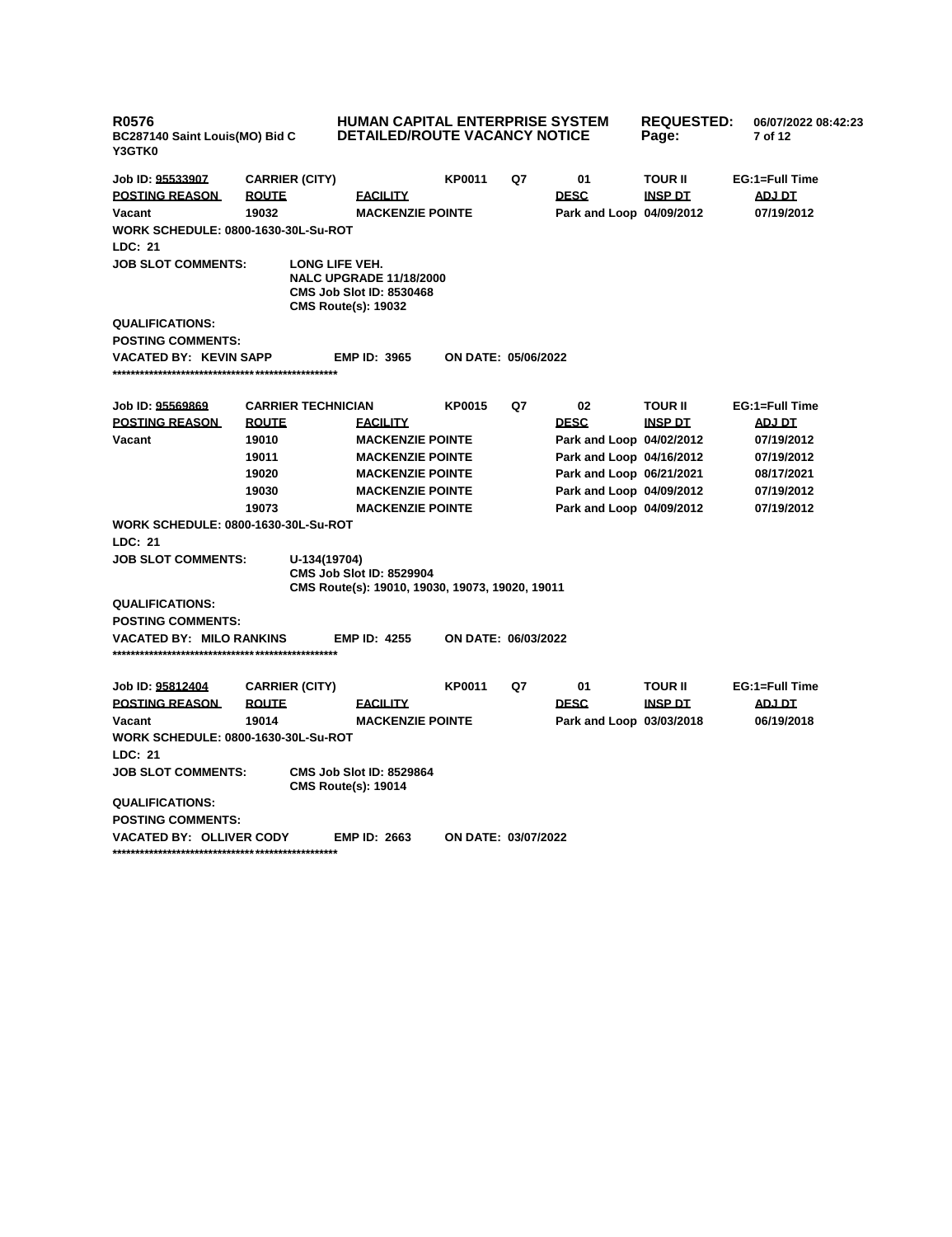**R0576**
**BC287140 Saint Louis(MO) Bid C**
**Y3GTK0**

**HUMAN CAPITAL ENTERPRISE SYSTEM**
**DETAILED/ROUTE VACANCY NOTICE**

**REQUESTED:** 06/07/2022 08:42:23

| Job ID: 95533907 | CARRIER (CITY) | | KP0011 | Q7 | 01 | TOUR II | EG:1=Full Time |
|---|---|---|---|---|---|---|---|
| **POSTING REASON** | **ROUTE** | **FACILITY** | | | **DESC** | **INSP DT** | **ADJ DT** |
| Vacant | 19032 | MACKENZIE POINTE | | | Park and Loop | 04/09/2012 | 07/19/2012 |

**WORK SCHEDULE:** 0800-1630-30L-Su-ROT

**LDC:** 21

**JOB SLOT COMMENTS:** LONG LIFE VEH.
NALC UPGRADE 11/18/2000
CMS Job Slot ID: 8530468
CMS Route(s): 19032

**QUALIFICATIONS:**

**POSTING COMMENTS:**

**VACATED BY:** KEVIN SAPP **EMP ID:** 3965 **ON DATE:** 05/06/2022

\*\*\*\*\*\*\*\*\*\*\*\*\*\*\*\*\*\*\*\*\*\*\*\*\*\*\*\*\*\*\*\*\*\*\*\*\*\*\*\*\*\*\*\*\*\*\*\*\*\*\*\*\*\*\*\*\*\*\*\*\*\*\*\*\*\*

| Job ID: 95569869 | CARRIER TECHNICIAN | | KP0015 | Q7 | 02 | TOUR II | EG:1=Full Time |
|---|---|---|---|---|---|---|---|
| **POSTING REASON** | **ROUTE** | **FACILITY** | | | **DESC** | **INSP DT** | **ADJ DT** |
| Vacant | 19010 | MACKENZIE POINTE | | | Park and Loop | 04/02/2012 | 07/19/2012 |
| | 19011 | MACKENZIE POINTE | | | Park and Loop | 04/16/2012 | 07/19/2012 |
| | 19020 | MACKENZIE POINTE | | | Park and Loop | 06/21/2021 | 08/17/2021 |
| | 19030 | MACKENZIE POINTE | | | Park and Loop | 04/09/2012 | 07/19/2012 |
| | 19073 | MACKENZIE POINTE | | | Park and Loop | 04/09/2012 | 07/19/2012 |

**WORK SCHEDULE:** 0800-1630-30L-Su-ROT

**LDC:** 21

**JOB SLOT COMMENTS:** U-134(19704)
CMS Job Slot ID: 8529904
CMS Route(s): 19010, 19030, 19073, 19020, 19011

**QUALIFICATIONS:**

**POSTING COMMENTS:**

**VACATED BY:** MILO RANKINS **EMP ID:** 4255 **ON DATE:** 06/03/2022

\*\*\*\*\*\*\*\*\*\*\*\*\*\*\*\*\*\*\*\*\*\*\*\*\*\*\*\*\*\*\*\*\*\*\*\*\*\*\*\*\*\*\*\*\*\*\*\*\*\*\*\*\*\*\*\*\*\*\*\*\*\*\*\*\*\*

| Job ID: 95812404 | CARRIER (CITY) | | KP0011 | Q7 | 01 | TOUR II | EG:1=Full Time |
|---|---|---|---|---|---|---|---|
| **POSTING REASON** | **ROUTE** | **FACILITY** | | | **DESC** | **INSP DT** | **ADJ DT** |
| Vacant | 19014 | MACKENZIE POINTE | | | Park and Loop | 03/03/2018 | 06/19/2018 |

**WORK SCHEDULE:** 0800-1630-30L-Su-ROT

**LDC:** 21

**JOB SLOT COMMENTS:** CMS Job Slot ID: 8529864
CMS Route(s): 19014

**QUALIFICATIONS:**

**POSTING COMMENTS:**

**VACATED BY:** OLLIVER CODY **EMP ID:** 2663 **ON DATE:** 03/07/2022

\*\*\*\*\*\*\*\*\*\*\*\*\*\*\*\*\*\*\*\*\*\*\*\*\*\*\*\*\*\*\*\*\*\*\*\*\*\*\*\*\*\*\*\*\*\*\*\*\*\*\*\*\*\*\*\*\*\*\*\*\*\*\*\*\*\*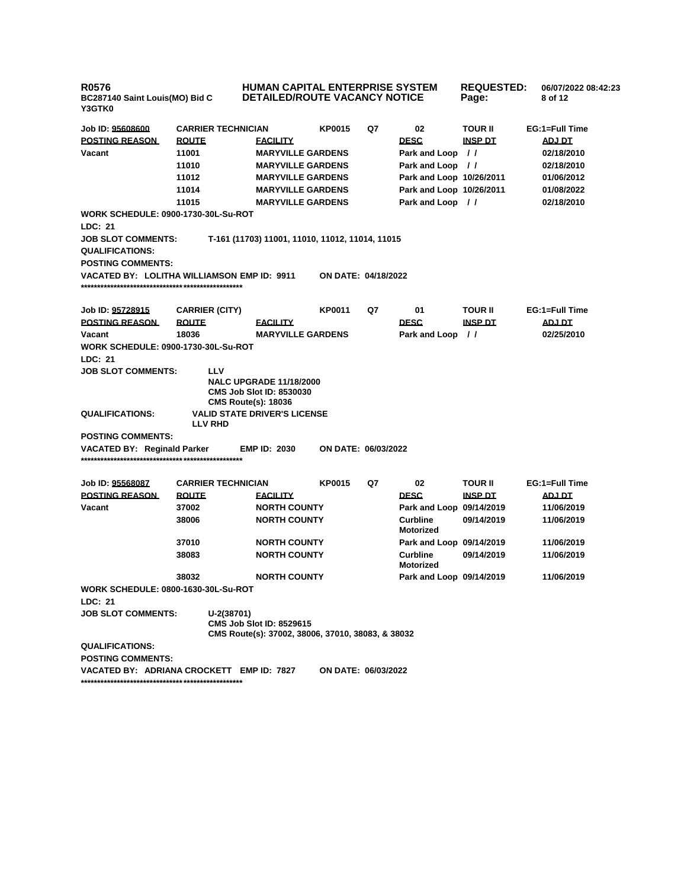**R0576**
**BC287140 Saint Louis(MO) Bid C**
**Y3GTK0**

**HUMAN CAPITAL ENTERPRISE SYSTEM**
**DETAILED/ROUTE VACANCY NOTICE**

**REQUESTED:** 06/07/2022 08:42:23

| Job ID: 95608600 | CARRIER TECHNICIAN | | KP0015 | Q7 | 02 | TOUR II | EG:1=Full Time |
|---|---|---|---|---|---|---|---|
| **POSTING REASON** | **ROUTE** | **FACILITY** | | | **DESC** | **INSP DT** | **ADJ DT** |
| Vacant | 11001 | MARYVILLE GARDENS | | | Park and Loop | / / | 02/18/2010 |
| | 11010 | MARYVILLE GARDENS | | | Park and Loop | / / | 02/18/2010 |
| | 11012 | MARYVILLE GARDENS | | | Park and Loop | 10/26/2011 | 01/06/2012 |
| | 11014 | MARYVILLE GARDENS | | | Park and Loop | 10/26/2011 | 01/08/2022 |
| | 11015 | MARYVILLE GARDENS | | | Park and Loop | / / | 02/18/2010 |

**WORK SCHEDULE:** 0900-1730-30L-Su-ROT

**LDC:** 21

**JOB SLOT COMMENTS:** T-161 (11703) 11001, 11010, 11012, 11014, 11015

**QUALIFICATIONS:**

**POSTING COMMENTS:**

**VACATED BY:** LOLITHA WILLIAMSON **EMP ID:** 9911 **ON DATE:** 04/18/2022

***************************************************

| Job ID: 95728915 | CARRIER (CITY) | | KP0011 | Q7 | 01 | TOUR II | EG:1=Full Time |
|---|---|---|---|---|---|---|---|
| **POSTING REASON** | **ROUTE** | **FACILITY** | | | **DESC** | **INSP DT** | **ADJ DT** |
| Vacant | 18036 | MARYVILLE GARDENS | | | Park and Loop | / / | 02/25/2010 |

**WORK SCHEDULE:** 0900-1730-30L-Su-ROT

**LDC:** 21

**JOB SLOT COMMENTS:**
LLV
NALC UPGRADE 11/18/2000
CMS Job Slot ID: 8530030
CMS Route(s): 18036

**QUALIFICATIONS:**
VALID STATE DRIVER'S LICENSE
LLV RHD

**POSTING COMMENTS:**

**VACATED BY:** Reginald Parker **EMP ID:** 2030 **ON DATE:** 06/03/2022

***************************************************

| Job ID: 95568087 | CARRIER TECHNICIAN | | KP0015 | Q7 | 02 | TOUR II | EG:1=Full Time |
|---|---|---|---|---|---|---|---|
| **POSTING REASON** | **ROUTE** | **FACILITY** | | | **DESC** | **INSP DT** | **ADJ DT** |
| Vacant | 37002 | NORTH COUNTY | | | Park and Loop | 09/14/2019 | 11/06/2019 |
| | 38006 | NORTH COUNTY | | | Curbline Motorized | 09/14/2019 | 11/06/2019 |
| | 37010 | NORTH COUNTY | | | Park and Loop | 09/14/2019 | 11/06/2019 |
| | 38083 | NORTH COUNTY | | | Curbline Motorized | 09/14/2019 | 11/06/2019 |
| | 38032 | NORTH COUNTY | | | Park and Loop | 09/14/2019 | 11/06/2019 |

**WORK SCHEDULE:** 0800-1630-30L-Su-ROT

**LDC:** 21

**JOB SLOT COMMENTS:**
U-2(38701)
CMS Job Slot ID: 8529615
CMS Route(s): 37002, 38006, 37010, 38083, & 38032

**QUALIFICATIONS:**

**POSTING COMMENTS:**

**VACATED BY:** ADRIANA CROCKETT **EMP ID:** 7827 **ON DATE:** 06/03/2022

***************************************************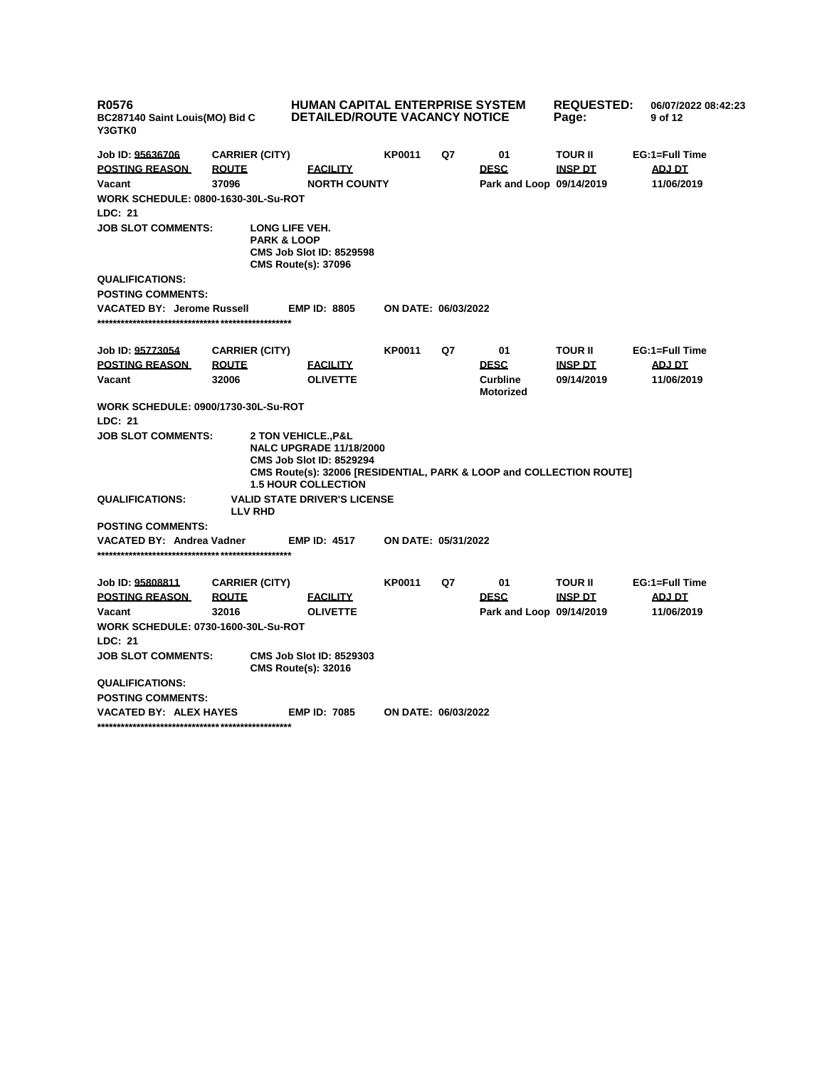**R0576**
**BC287140 Saint Louis(MO) Bid C**
**Y3GTK0**

**HUMAN CAPITAL ENTERPRISE SYSTEM**
**DETAILED/ROUTE VACANCY NOTICE**

**REQUESTED:** 06/07/2022 08:42:23

| Job ID: 95636706 | CARRIER (CITY) | | KP0011 | Q7 | 01 | TOUR II | EG:1=Full Time |
|---|---|---|---|---|---|---|---|
| **POSTING REASON** | **ROUTE** | **FACILITY** | | | **DESC** | **INSP DT** | **ADJ DT** |
| Vacant | 37096 | NORTH COUNTY | | | Park and Loop | 09/14/2019 | 11/06/2019 |

**WORK SCHEDULE:** 0800-1630-30L-Su-ROT

**LDC:** 21

**JOB SLOT COMMENTS:**
LONG LIFE VEH.
PARK & LOOP
CMS Job Slot ID: 8529598
CMS Route(s): 37096

**QUALIFICATIONS:**

**POSTING COMMENTS:**

**VACATED BY:** Jerome Russell **EMP ID:** 8805 **ON DATE:** 06/03/2022

**************************************************

| Job ID: 95773054 | CARRIER (CITY) | | KP0011 | Q7 | 01 | TOUR II | EG:1=Full Time |
|---|---|---|---|---|---|---|---|
| **POSTING REASON** | **ROUTE** | **FACILITY** | | | **DESC** | **INSP DT** | **ADJ DT** |
| Vacant | 32006 | OLIVETTE | | | Curbline Motorized | 09/14/2019 | 11/06/2019 |

**WORK SCHEDULE:** 0900/1730-30L-Su-ROT

**LDC:** 21

**JOB SLOT COMMENTS:**
2 TON VEHICLE.,P&L
NALC UPGRADE 11/18/2000
CMS Job Slot ID: 8529294
CMS Route(s): 32006 [RESIDENTIAL, PARK & LOOP and COLLECTION ROUTE]
1.5 HOUR COLLECTION

**QUALIFICATIONS:**
VALID STATE DRIVER'S LICENSE
LLV RHD

**POSTING COMMENTS:**

**VACATED BY:** Andrea Vadner **EMP ID:** 4517 **ON DATE:** 05/31/2022

**************************************************

| Job ID: 95808811 | CARRIER (CITY) | | KP0011 | Q7 | 01 | TOUR II | EG:1=Full Time |
|---|---|---|---|---|---|---|---|
| **POSTING REASON** | **ROUTE** | **FACILITY** | | | **DESC** | **INSP DT** | **ADJ DT** |
| Vacant | 32016 | OLIVETTE | | | Park and Loop | 09/14/2019 | 11/06/2019 |

**WORK SCHEDULE:** 0730-1600-30L-Su-ROT

**LDC:** 21

**JOB SLOT COMMENTS:**
CMS Job Slot ID: 8529303
CMS Route(s): 32016

**QUALIFICATIONS:**

**POSTING COMMENTS:**

**VACATED BY:** ALEX HAYES **EMP ID:** 7085 **ON DATE:** 06/03/2022

**************************************************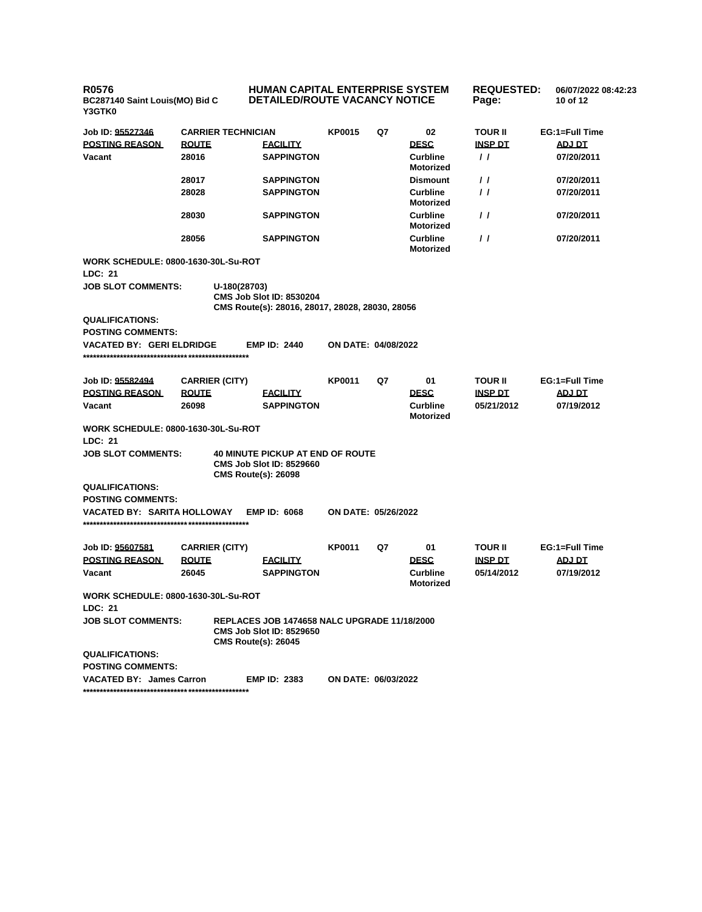**R0576**
**BC287140 Saint Louis(MO) Bid C**
**Y3GTK0**

**HUMAN CAPITAL ENTERPRISE SYSTEM**
**DETAILED/ROUTE VACANCY NOTICE**

**REQUESTED:** 06/07/2022 08:42:23

| Job ID: 95527346 | CARRIER TECHNICIAN | | KP0015 | Q7 | 02 | TOUR II | EG:1=Full Time |
|---|---|---|---|---|---|---|---|
| **POSTING REASON** | **ROUTE** | **FACILITY** | | | **DESC** | **INSP DT** | **ADJ DT** |
| Vacant | 28016 | SAPPINGTON | | | Curbline Motorized | / / | 07/20/2011 |
| | 28017 | SAPPINGTON | | | Dismount | / / | 07/20/2011 |
| | 28028 | SAPPINGTON | | | Curbline Motorized | / / | 07/20/2011 |
| | 28030 | SAPPINGTON | | | Curbline Motorized | / / | 07/20/2011 |
| | 28056 | SAPPINGTON | | | Curbline Motorized | / / | 07/20/2011 |

**WORK SCHEDULE: 0800-1630-30L-Su-ROT**
**LDC: 21**
**JOB SLOT COMMENTS:** U-180(28703)
CMS Job Slot ID: 8530204
CMS Route(s): 28016, 28017, 28028, 28030, 28056
**QUALIFICATIONS:**
**POSTING COMMENTS:**
**VACATED BY: GERI ELDRIDGE** **EMP ID: 2440** **ON DATE: 04/08/2022**

**************************************************

| Job ID: 95582494 | CARRIER (CITY) | | KP0011 | Q7 | 01 | TOUR II | EG:1=Full Time |
|---|---|---|---|---|---|---|---|
| **POSTING REASON** | **ROUTE** | **FACILITY** | | | **DESC** | **INSP DT** | **ADJ DT** |
| Vacant | 26098 | SAPPINGTON | | | Curbline Motorized | 05/21/2012 | 07/19/2012 |

**WORK SCHEDULE: 0800-1630-30L-Su-ROT**
**LDC: 21**
**JOB SLOT COMMENTS:** 40 MINUTE PICKUP AT END OF ROUTE
CMS Job Slot ID: 8529660
CMS Route(s): 26098
**QUALIFICATIONS:**
**POSTING COMMENTS:**
**VACATED BY: SARITA HOLLOWAY** **EMP ID: 6068** **ON DATE: 05/26/2022**

**************************************************

| Job ID: 95607581 | CARRIER (CITY) | | KP0011 | Q7 | 01 | TOUR II | EG:1=Full Time |
|---|---|---|---|---|---|---|---|
| **POSTING REASON** | **ROUTE** | **FACILITY** | | | **DESC** | **INSP DT** | **ADJ DT** |
| Vacant | 26045 | SAPPINGTON | | | Curbline Motorized | 05/14/2012 | 07/19/2012 |

**WORK SCHEDULE: 0800-1630-30L-Su-ROT**
**LDC: 21**
**JOB SLOT COMMENTS:** REPLACES JOB 1474658 NALC UPGRADE 11/18/2000
CMS Job Slot ID: 8529650
CMS Route(s): 26045
**QUALIFICATIONS:**
**POSTING COMMENTS:**
**VACATED BY: James Carron** **EMP ID: 2383** **ON DATE: 06/03/2022**

**************************************************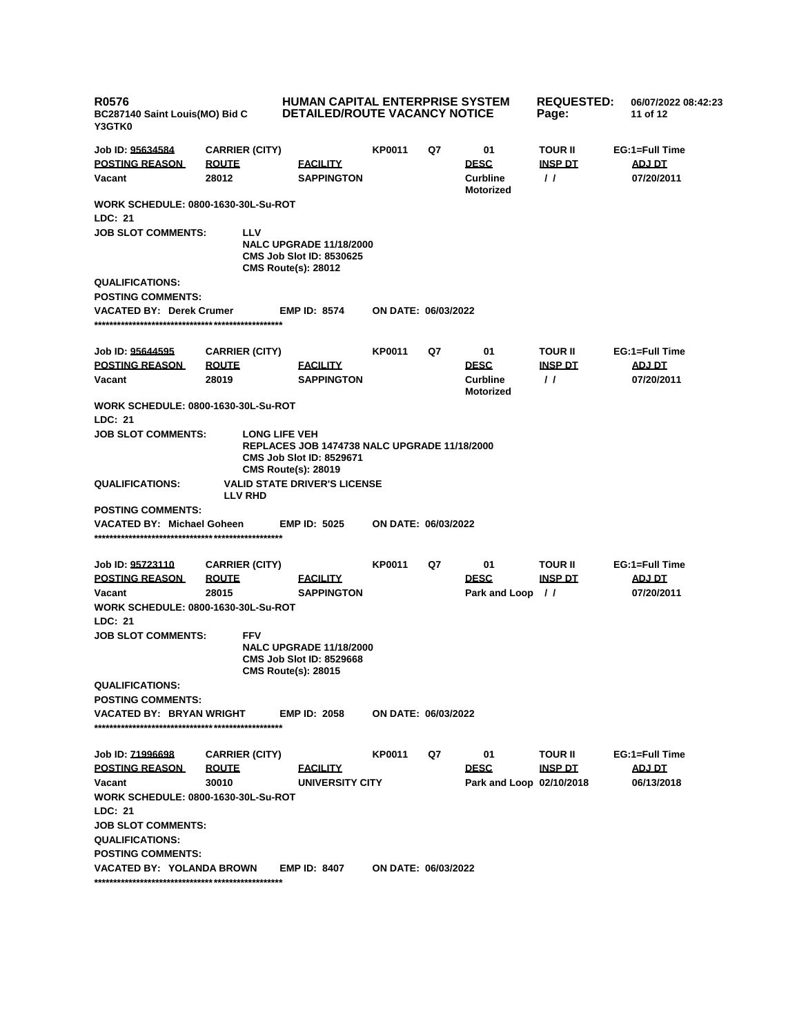R0576 | HUMAN CAPITAL ENTERPRISE SYSTEM | REQUESTED: 06/07/2022 08:42:23
BC287140 Saint Louis(MO) Bid C | DETAILED/ROUTE VACANCY NOTICE
Y3GTK0

| Job ID: 95634584 | CARRIER (CITY) | | KP0011 | Q7 | 01 | TOUR II | EG:1=Full Time |
|---|---|---|---|---|---|---|---|
| POSTING REASON | ROUTE | FACILITY | | | DESC | INSP DT | ADJ DT |
| Vacant | 28012 | SAPPINGTON | | | Curbline Motorized | / / | 07/20/2011 |

WORK SCHEDULE: 0800-1630-30L-Su-ROT

LDC: 21

JOB SLOT COMMENTS: LLV
NALC UPGRADE 11/18/2000
CMS Job Slot ID: 8530625
CMS Route(s): 28012

QUALIFICATIONS:

POSTING COMMENTS:

VACATED BY: Derek Crumer EMP ID: 8574 ON DATE: 06/03/2022

*************************************************

| Job ID: 95644595 | CARRIER (CITY) | | KP0011 | Q7 | 01 | TOUR II | EG:1=Full Time |
|---|---|---|---|---|---|---|---|
| POSTING REASON | ROUTE | FACILITY | | | DESC | INSP DT | ADJ DT |
| Vacant | 28019 | SAPPINGTON | | | Curbline Motorized | / / | 07/20/2011 |

WORK SCHEDULE: 0800-1630-30L-Su-ROT

LDC: 21

JOB SLOT COMMENTS: LONG LIFE VEH
REPLACES JOB 1474738 NALC UPGRADE 11/18/2000
CMS Job Slot ID: 8529671
CMS Route(s): 28019

QUALIFICATIONS: VALID STATE DRIVER'S LICENSE
LLV RHD

POSTING COMMENTS:

VACATED BY: Michael Goheen EMP ID: 5025 ON DATE: 06/03/2022

*************************************************

| Job ID: 95723110 | CARRIER (CITY) | | KP0011 | Q7 | 01 | TOUR II | EG:1=Full Time |
|---|---|---|---|---|---|---|---|
| POSTING REASON | ROUTE | FACILITY | | | DESC | INSP DT | ADJ DT |
| Vacant | 28015 | SAPPINGTON | | | Park and Loop | / / | 07/20/2011 |

WORK SCHEDULE: 0800-1630-30L-Su-ROT

LDC: 21

JOB SLOT COMMENTS: FFV
NALC UPGRADE 11/18/2000
CMS Job Slot ID: 8529668
CMS Route(s): 28015

QUALIFICATIONS:

POSTING COMMENTS:

VACATED BY: BRYAN WRIGHT EMP ID: 2058 ON DATE: 06/03/2022

*************************************************

| Job ID: 71996698 | CARRIER (CITY) | | KP0011 | Q7 | 01 | TOUR II | EG:1=Full Time |
|---|---|---|---|---|---|---|---|
| POSTING REASON | ROUTE | FACILITY | | | DESC | INSP DT | ADJ DT |
| Vacant | 30010 | UNIVERSITY CITY | | | Park and Loop | 02/10/2018 | 06/13/2018 |

WORK SCHEDULE: 0800-1630-30L-Su-ROT

LDC: 21

JOB SLOT COMMENTS:

QUALIFICATIONS:

POSTING COMMENTS:

VACATED BY: YOLANDA BROWN EMP ID: 8407 ON DATE: 06/03/2022

*************************************************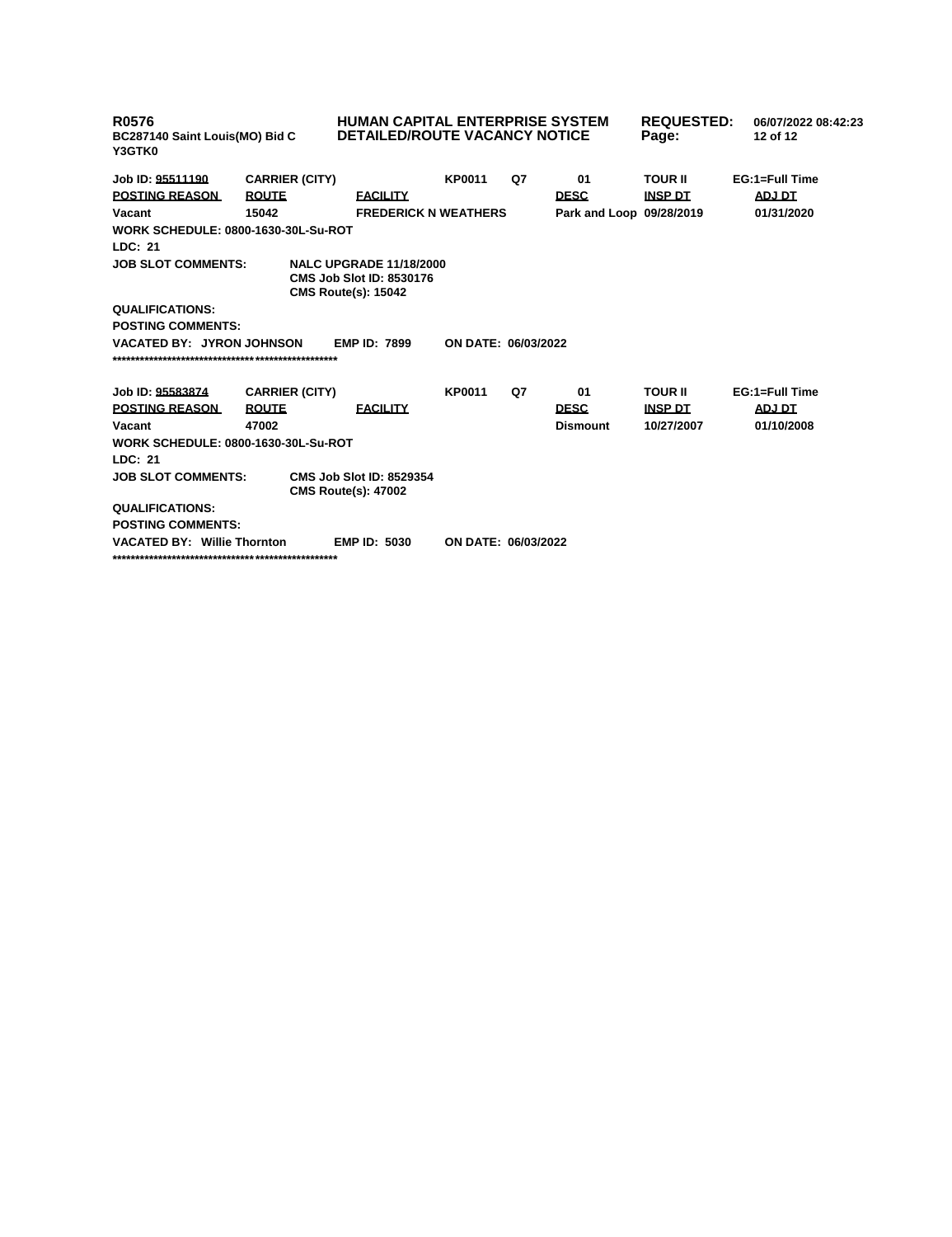**R0576** | **HUMAN CAPITAL ENTERPRISE SYSTEM** | **REQUESTED:** 06/07/2022 08:42:23
**BC287140 Saint Louis(MO) Bid C** | **DETAILED/ROUTE VACANCY NOTICE**
**Y3GTK0**

| Job ID: 95511190 | CARRIER (CITY) | | KP0011 | Q7 | 01 | TOUR II | EG:1=Full Time |
|---|---|---|---|---|---|---|---|
| **POSTING REASON** | **ROUTE** | **FACILITY** | | | **DESC** | **INSP DT** | **ADJ DT** |
| Vacant | 15042 | FREDERICK N WEATHERS | | | Park and Loop | 09/28/2019 | 01/31/2020 |

**WORK SCHEDULE: 0800-1630-30L-Su-ROT**

**LDC: 21**

**JOB SLOT COMMENTS:** NALC UPGRADE 11/18/2000
CMS Job Slot ID: 8530176
CMS Route(s): 15042

**QUALIFICATIONS:**

**POSTING COMMENTS:**

**VACATED BY: JYRON JOHNSON** **EMP ID: 7899** **ON DATE: 06/03/2022**

**************************************************

| Job ID: 95583874 | CARRIER (CITY) | | KP0011 | Q7 | 01 | TOUR II | EG:1=Full Time |
|---|---|---|---|---|---|---|---|
| **POSTING REASON** | **ROUTE** | **FACILITY** | | | **DESC** | **INSP DT** | **ADJ DT** |
| Vacant | 47002 | | | | Dismount | 10/27/2007 | 01/10/2008 |

**WORK SCHEDULE: 0800-1630-30L-Su-ROT**

**LDC: 21**

**JOB SLOT COMMENTS:** CMS Job Slot ID: 8529354
CMS Route(s): 47002

**QUALIFICATIONS:**

**POSTING COMMENTS:**

**VACATED BY: Willie Thornton** **EMP ID: 5030** **ON DATE: 06/03/2022**

**************************************************